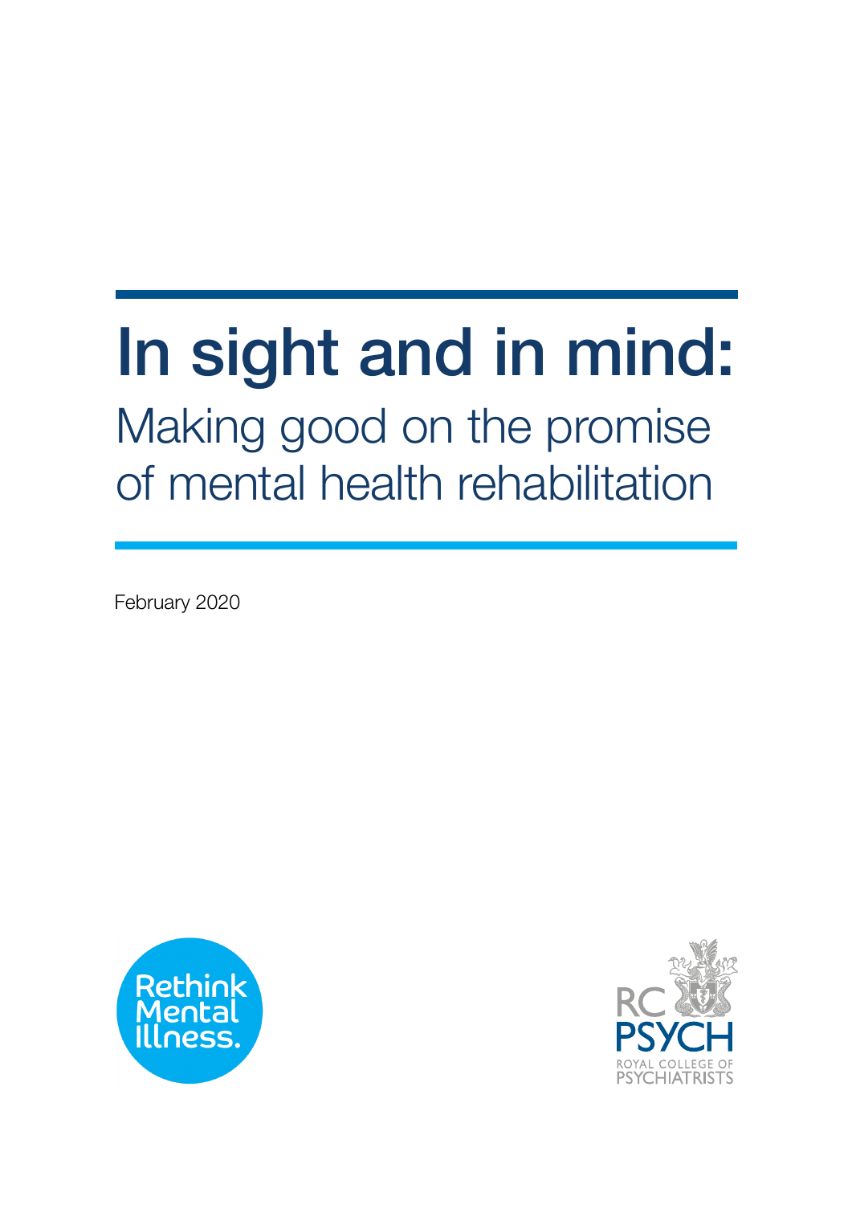# In sight and in mind:

## Making good on the promise of mental health rehabilitation

February 2020

Rethink Mental Illness.

RC PSYCH ROYAL COLLEGE OF PSYCHIATRISTS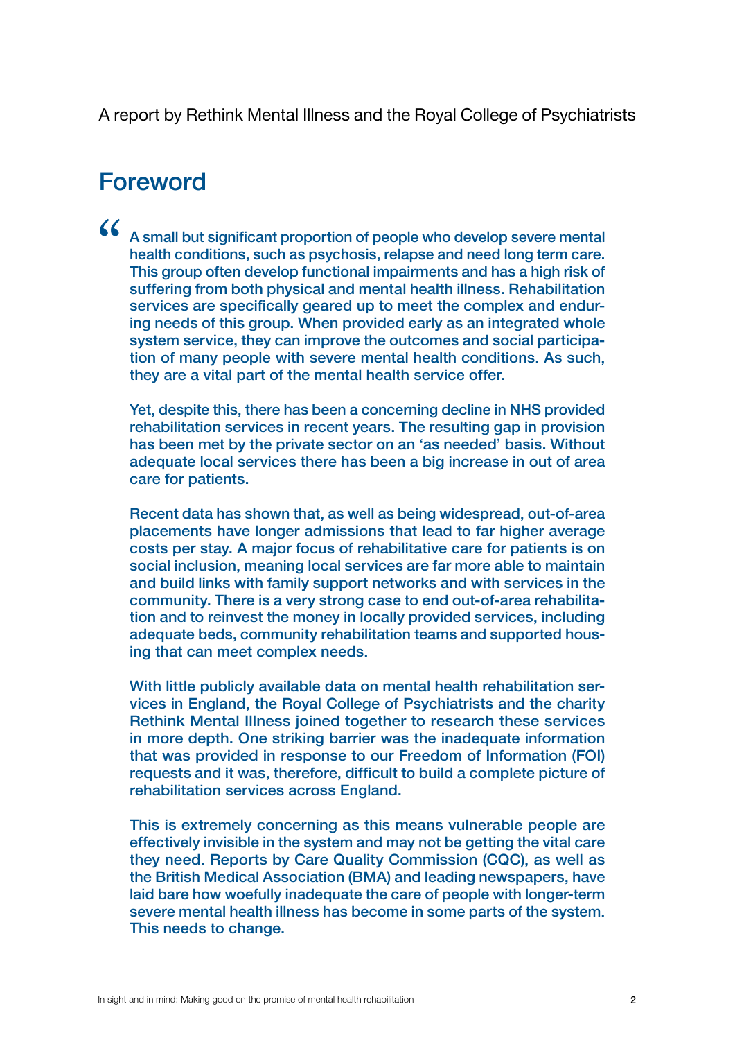A report by Rethink Mental Illness and the Royal College of Psychiatrists

## Foreword

"A small but significant proportion of people who develop severe mental health conditions, such as psychosis, relapse and need long term care. This group often develop functional impairments and has a high risk of suffering from both physical and mental health illness. Rehabilitation services are specifically geared up to meet the complex and enduring needs of this group. When provided early as an integrated whole system service, they can improve the outcomes and social participation of many people with severe mental health conditions. As such, they are a vital part of the mental health service offer.

Yet, despite this, there has been a concerning decline in NHS provided rehabilitation services in recent years. The resulting gap in provision has been met by the private sector on an 'as needed' basis. Without adequate local services there has been a big increase in out of area care for patients.

Recent data has shown that, as well as being widespread, out-of-area placements have longer admissions that lead to far higher average costs per stay. A major focus of rehabilitative care for patients is on social inclusion, meaning local services are far more able to maintain and build links with family support networks and with services in the community. There is a very strong case to end out-of-area rehabilitation and to reinvest the money in locally provided services, including adequate beds, community rehabilitation teams and supported housing that can meet complex needs.

With little publicly available data on mental health rehabilitation services in England, the Royal College of Psychiatrists and the charity Rethink Mental Illness joined together to research these services in more depth. One striking barrier was the inadequate information that was provided in response to our Freedom of Information (FOI) requests and it was, therefore, difficult to build a complete picture of rehabilitation services across England.

This is extremely concerning as this means vulnerable people are effectively invisible in the system and may not be getting the vital care they need. Reports by Care Quality Commission (CQC), as well as the British Medical Association (BMA) and leading newspapers, have laid bare how woefully inadequate the care of people with longer-term severe mental health illness has become in some parts of the system. This needs to change.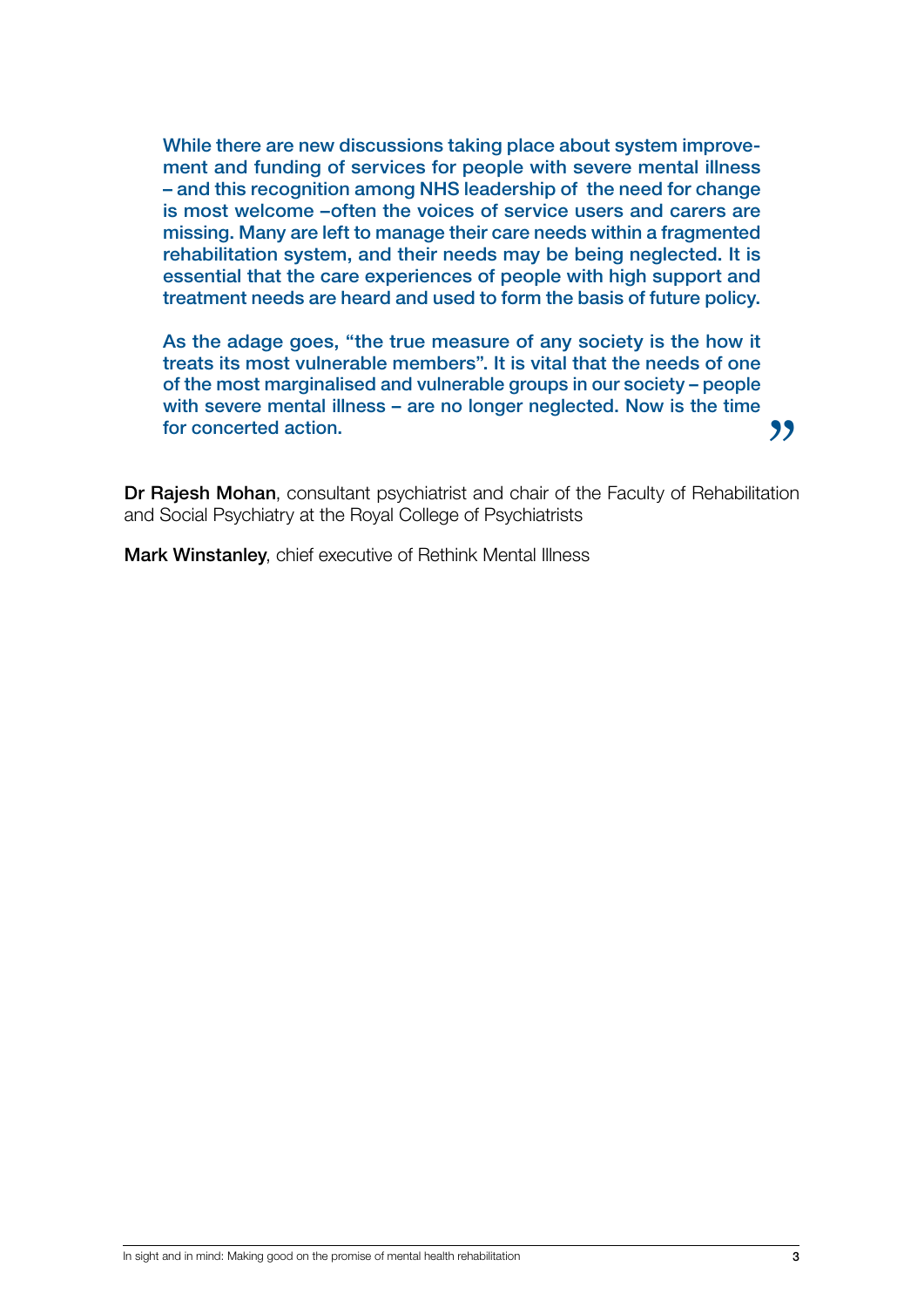While there are new discussions taking place about system improvement and funding of services for people with severe mental illness – and this recognition among NHS leadership of the need for change is most welcome –often the voices of service users and carers are missing. Many are left to manage their care needs within a fragmented rehabilitation system, and their needs may be being neglected. It is essential that the care experiences of people with high support and treatment needs are heard and used to form the basis of future policy.

As the adage goes, "the true measure of any society is the how it treats its most vulnerable members". It is vital that the needs of one of the most marginalised and vulnerable groups in our society – people with severe mental illness – are no longer neglected. Now is the time for concerted action. "

**Dr Rajesh Mohan**, consultant psychiatrist and chair of the Faculty of Rehabilitation and Social Psychiatry at the Royal College of Psychiatrists

**Mark Winstanley**, chief executive of Rethink Mental Illness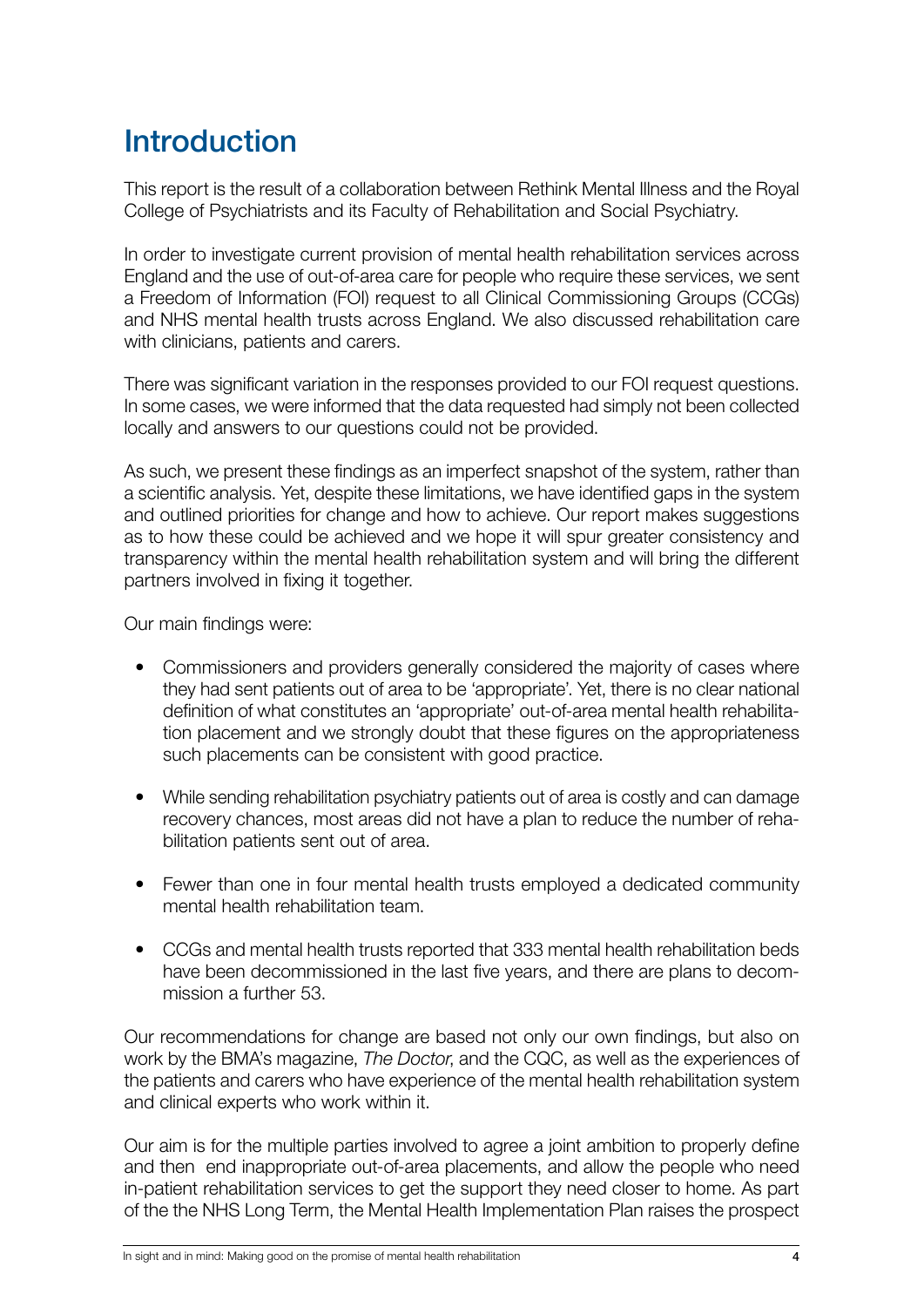# Introduction

This report is the result of a collaboration between Rethink Mental Illness and the Royal College of Psychiatrists and its Faculty of Rehabilitation and Social Psychiatry.

In order to investigate current provision of mental health rehabilitation services across England and the use of out-of-area care for people who require these services, we sent a Freedom of Information (FOI) request to all Clinical Commissioning Groups (CCGs) and NHS mental health trusts across England. We also discussed rehabilitation care with clinicians, patients and carers.

There was significant variation in the responses provided to our FOI request questions. In some cases, we were informed that the data requested had simply not been collected locally and answers to our questions could not be provided.

As such, we present these findings as an imperfect snapshot of the system, rather than a scientific analysis. Yet, despite these limitations, we have identified gaps in the system and outlined priorities for change and how to achieve. Our report makes suggestions as to how these could be achieved and we hope it will spur greater consistency and transparency within the mental health rehabilitation system and will bring the different partners involved in fixing it together.

Our main findings were:

- Commissioners and providers generally considered the majority of cases where they had sent patients out of area to be 'appropriate'. Yet, there is no clear national definition of what constitutes an 'appropriate' out-of-area mental health rehabilitation placement and we strongly doubt that these figures on the appropriateness such placements can be consistent with good practice.
- While sending rehabilitation psychiatry patients out of area is costly and can damage recovery chances, most areas did not have a plan to reduce the number of rehabilitation patients sent out of area.
- Fewer than one in four mental health trusts employed a dedicated community mental health rehabilitation team.
- CCGs and mental health trusts reported that 333 mental health rehabilitation beds have been decommissioned in the last five years, and there are plans to decommission a further 53.

Our recommendations for change are based not only our own findings, but also on work by the BMA's magazine, *The Doctor*, and the CQC, as well as the experiences of the patients and carers who have experience of the mental health rehabilitation system and clinical experts who work within it.

Our aim is for the multiple parties involved to agree a joint ambition to properly define and then end inappropriate out-of-area placements, and allow the people who need in-patient rehabilitation services to get the support they need closer to home. As part of the the NHS Long Term, the Mental Health Implementation Plan raises the prospect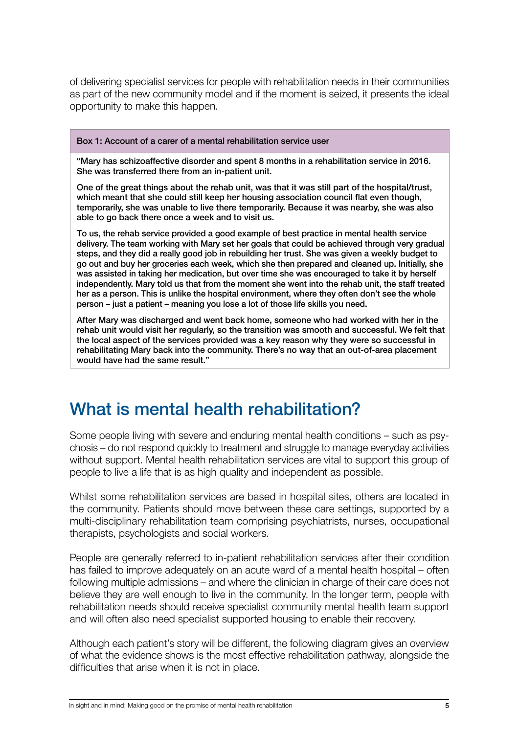of delivering specialist services for people with rehabilitation needs in their communities as part of the new community model and if the moment is seized, it presents the ideal opportunity to make this happen.

> **Box 1: Account of a carer of a mental rehabilitation service user**
>
> "Mary has schizoaffective disorder and spent 8 months in a rehabilitation service in 2016. She was transferred there from an in-patient unit.
>
> One of the great things about the rehab unit, was that it was still part of the hospital/trust, which meant that she could still keep her housing association council flat even though, temporarily, she was unable to live there temporarily. Because it was nearby, she was also able to go back there once a week and to visit us.
>
> To us, the rehab service provided a good example of best practice in mental health service delivery. The team working with Mary set her goals that could be achieved through very gradual steps, and they did a really good job in rebuilding her trust. She was given a weekly budget to go out and buy her groceries each week, which she then prepared and cleaned up. Initially, she was assisted in taking her medication, but over time she was encouraged to take it by herself independently. Mary told us that from the moment she went into the rehab unit, the staff treated her as a person. This is unlike the hospital environment, where they often don't see the whole person – just a patient – meaning you lose a lot of those life skills you need.
>
> After Mary was discharged and went back home, someone who had worked with her in the rehab unit would visit her regularly, so the transition was smooth and successful. We felt that the local aspect of the services provided was a key reason why they were so successful in rehabilitating Mary back into the community. There's no way that an out-of-area placement would have had the same result."

## What is mental health rehabilitation?

Some people living with severe and enduring mental health conditions – such as psychosis – do not respond quickly to treatment and struggle to manage everyday activities without support. Mental health rehabilitation services are vital to support this group of people to live a life that is as high quality and independent as possible.

Whilst some rehabilitation services are based in hospital sites, others are located in the community. Patients should move between these care settings, supported by a multi-disciplinary rehabilitation team comprising psychiatrists, nurses, occupational therapists, psychologists and social workers.

People are generally referred to in-patient rehabilitation services after their condition has failed to improve adequately on an acute ward of a mental health hospital – often following multiple admissions – and where the clinician in charge of their care does not believe they are well enough to live in the community. In the longer term, people with rehabilitation needs should receive specialist community mental health team support and will often also need specialist supported housing to enable their recovery.

Although each patient's story will be different, the following diagram gives an overview of what the evidence shows is the most effective rehabilitation pathway, alongside the difficulties that arise when it is not in place.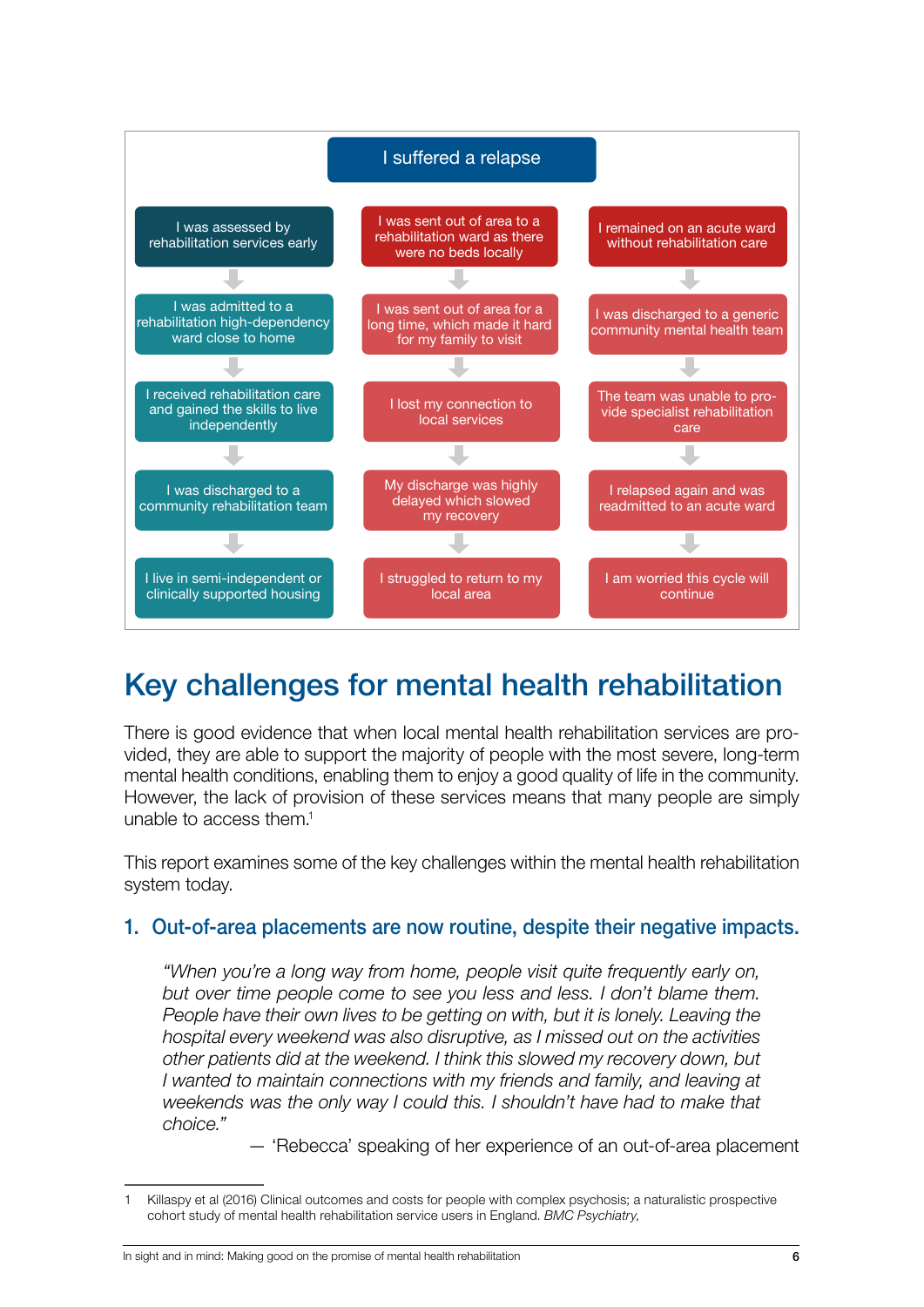I suffered a relapse

| | | |
|---|---|---|
| I was assessed by rehabilitation services early | I was sent out of area to a rehabilitation ward as there were no beds locally | I remained on an acute ward without rehabilitation care |
| I was admitted to a rehabilitation high-dependency ward close to home | I was sent out of area for a long time, which made it hard for my family to visit | I was discharged to a generic community mental health team |
| I received rehabilitation care and gained the skills to live independently | I lost my connection to local services | The team was unable to provide specialist rehabilitation care |
| I was discharged to a community rehabilitation team | My discharge was highly delayed which slowed my recovery | I relapsed again and was readmitted to an acute ward |
| I live in semi-independent or clinically supported housing | I struggled to return to my local area | I am worried this cycle will continue |

# Key challenges for mental health rehabilitation

There is good evidence that when local mental health rehabilitation services are provided, they are able to support the majority of people with the most severe, long-term mental health conditions, enabling them to enjoy a good quality of life in the community. However, the lack of provision of these services means that many people are simply unable to access them.[1]

This report examines some of the key challenges within the mental health rehabilitation system today.

## 1. Out-of-area placements are now routine, despite their negative impacts.

> *"When you're a long way from home, people visit quite frequently early on, but over time people come to see you less and less. I don't blame them. People have their own lives to be getting on with, but it is lonely. Leaving the hospital every weekend was also disruptive, as I missed out on the activities other patients did at the weekend. I think this slowed my recovery down, but I wanted to maintain connections with my friends and family, and leaving at weekends was the only way I could this. I shouldn't have had to make that choice."*
>
> — 'Rebecca' speaking of her experience of an out-of-area placement

1 Killaspy et al (2016) Clinical outcomes and costs for people with complex psychosis; a naturalistic prospective cohort study of mental health rehabilitation service users in England. *BMC Psychiatry*,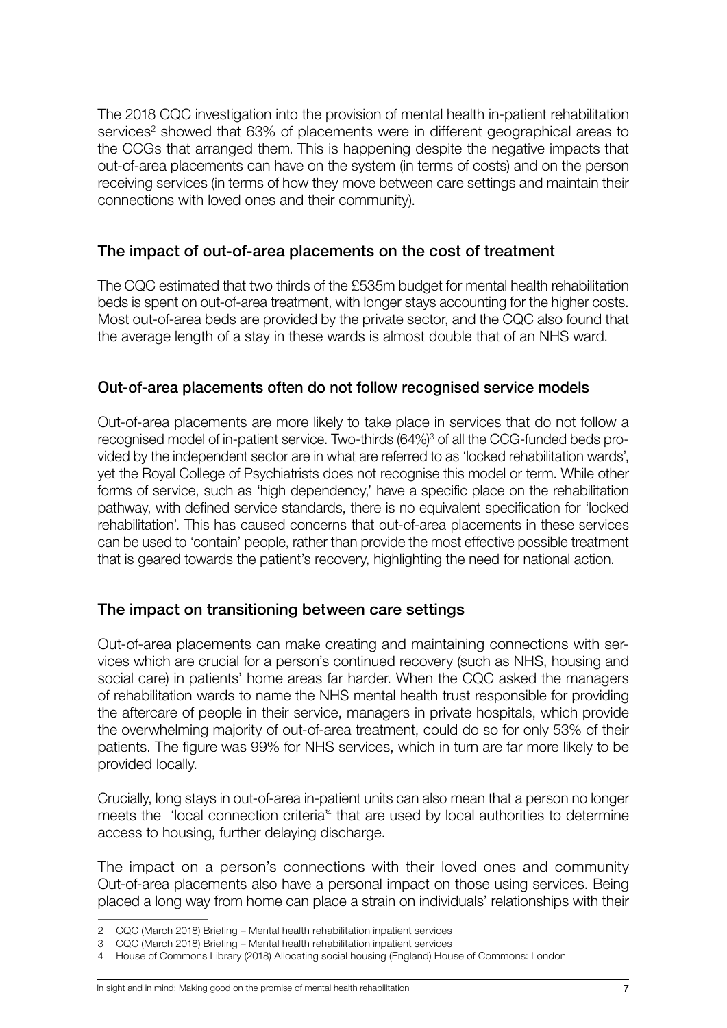The 2018 CQC investigation into the provision of mental health in-patient rehabilitation services[2] showed that 63% of placements were in different geographical areas to the CCGs that arranged them. This is happening despite the negative impacts that out-of-area placements can have on the system (in terms of costs) and on the person receiving services (in terms of how they move between care settings and maintain their connections with loved ones and their community).

## The impact of out-of-area placements on the cost of treatment

The CQC estimated that two thirds of the £535m budget for mental health rehabilitation beds is spent on out-of-area treatment, with longer stays accounting for the higher costs. Most out-of-area beds are provided by the private sector, and the CQC also found that the average length of a stay in these wards is almost double that of an NHS ward.

## Out-of-area placements often do not follow recognised service models

Out-of-area placements are more likely to take place in services that do not follow a recognised model of in-patient service. Two-thirds (64%)[3] of all the CCG-funded beds provided by the independent sector are in what are referred to as 'locked rehabilitation wards', yet the Royal College of Psychiatrists does not recognise this model or term. While other forms of service, such as 'high dependency,' have a specific place on the rehabilitation pathway, with defined service standards, there is no equivalent specification for 'locked rehabilitation'. This has caused concerns that out-of-area placements in these services can be used to 'contain' people, rather than provide the most effective possible treatment that is geared towards the patient's recovery, highlighting the need for national action.

## The impact on transitioning between care settings

Out-of-area placements can make creating and maintaining connections with services which are crucial for a person's continued recovery (such as NHS, housing and social care) in patients' home areas far harder. When the CQC asked the managers of rehabilitation wards to name the NHS mental health trust responsible for providing the aftercare of people in their service, managers in private hospitals, which provide the overwhelming majority of out-of-area treatment, could do so for only 53% of their patients. The figure was 99% for NHS services, which in turn are far more likely to be provided locally.

Crucially, long stays in out-of-area in-patient units can also mean that a person no longer meets the 'local connection criteria'[4] that are used by local authorities to determine access to housing, further delaying discharge.

The impact on a person's connections with their loved ones and community Out-of-area placements also have a personal impact on those using services. Being placed a long way from home can place a strain on individuals' relationships with their

---

2 CQC (March 2018) Briefing – Mental health rehabilitation inpatient services

3 CQC (March 2018) Briefing – Mental health rehabilitation inpatient services

4 House of Commons Library (2018) Allocating social housing (England) House of Commons: London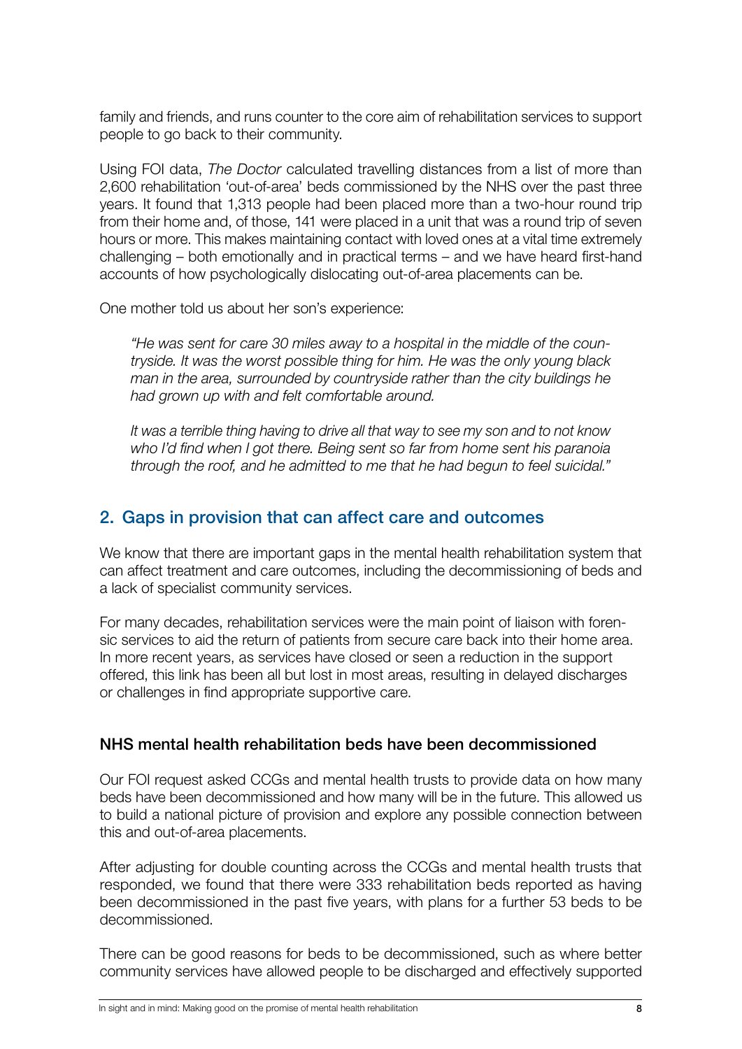family and friends, and runs counter to the core aim of rehabilitation services to support people to go back to their community.

Using FOI data, *The Doctor* calculated travelling distances from a list of more than 2,600 rehabilitation 'out-of-area' beds commissioned by the NHS over the past three years. It found that 1,313 people had been placed more than a two-hour round trip from their home and, of those, 141 were placed in a unit that was a round trip of seven hours or more. This makes maintaining contact with loved ones at a vital time extremely challenging – both emotionally and in practical terms – and we have heard first-hand accounts of how psychologically dislocating out-of-area placements can be.

One mother told us about her son's experience:

> *"He was sent for care 30 miles away to a hospital in the middle of the countryside. It was the worst possible thing for him. He was the only young black man in the area, surrounded by countryside rather than the city buildings he had grown up with and felt comfortable around.*
>
> *It was a terrible thing having to drive all that way to see my son and to not know who I'd find when I got there. Being sent so far from home sent his paranoia through the roof, and he admitted to me that he had begun to feel suicidal."*

## 2. Gaps in provision that can affect care and outcomes

We know that there are important gaps in the mental health rehabilitation system that can affect treatment and care outcomes, including the decommissioning of beds and a lack of specialist community services.

For many decades, rehabilitation services were the main point of liaison with forensic services to aid the return of patients from secure care back into their home area. In more recent years, as services have closed or seen a reduction in the support offered, this link has been all but lost in most areas, resulting in delayed discharges or challenges in find appropriate supportive care.

### NHS mental health rehabilitation beds have been decommissioned

Our FOI request asked CCGs and mental health trusts to provide data on how many beds have been decommissioned and how many will be in the future. This allowed us to build a national picture of provision and explore any possible connection between this and out-of-area placements.

After adjusting for double counting across the CCGs and mental health trusts that responded, we found that there were 333 rehabilitation beds reported as having been decommissioned in the past five years, with plans for a further 53 beds to be decommissioned.

There can be good reasons for beds to be decommissioned, such as where better community services have allowed people to be discharged and effectively supported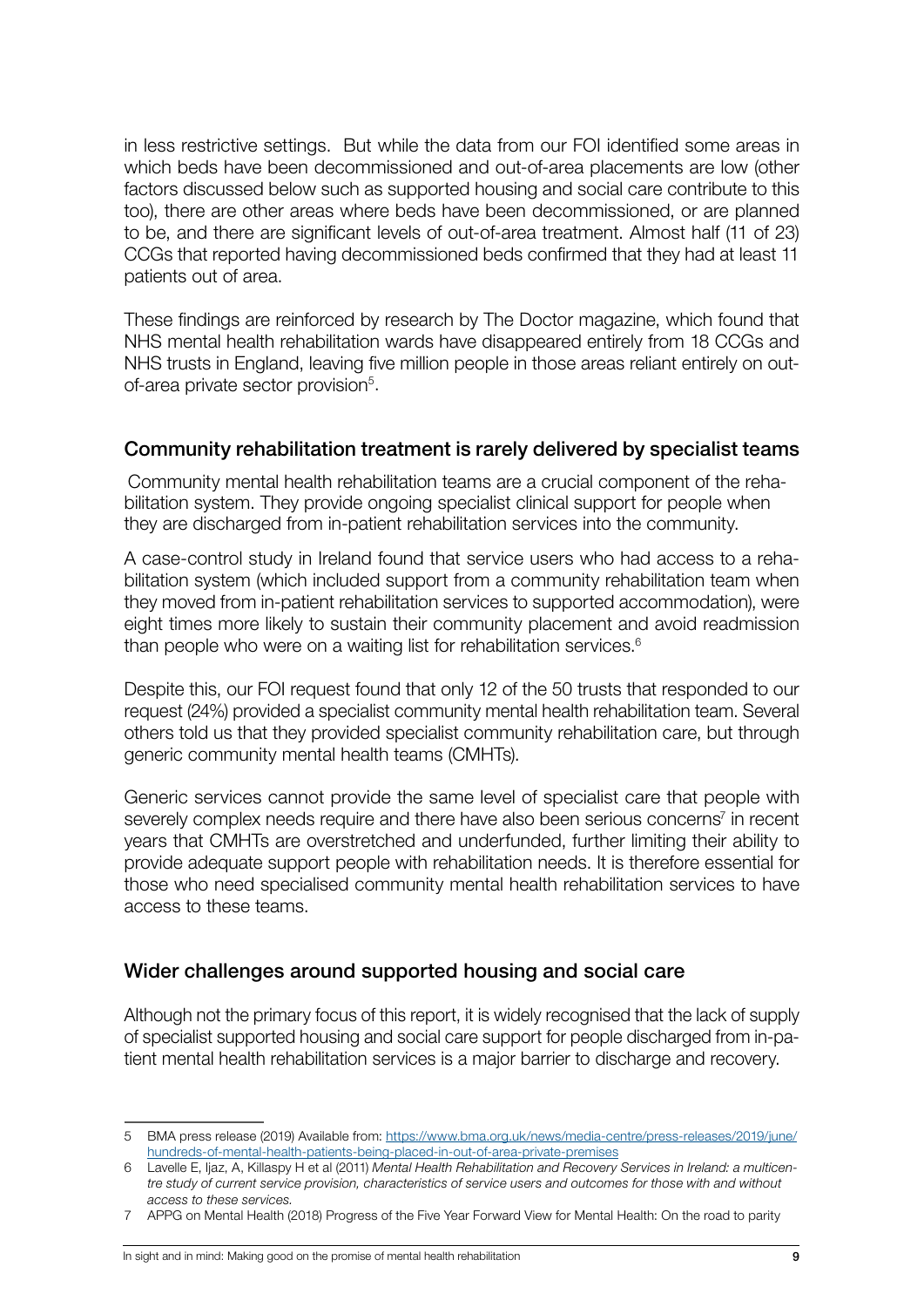in less restrictive settings. But while the data from our FOI identified some areas in which beds have been decommissioned and out-of-area placements are low (other factors discussed below such as supported housing and social care contribute to this too), there are other areas where beds have been decommissioned, or are planned to be, and there are significant levels of out-of-area treatment. Almost half (11 of 23) CCGs that reported having decommissioned beds confirmed that they had at least 11 patients out of area.

These findings are reinforced by research by The Doctor magazine, which found that NHS mental health rehabilitation wards have disappeared entirely from 18 CCGs and NHS trusts in England, leaving five million people in those areas reliant entirely on out-of-area private sector provision[5].

## Community rehabilitation treatment is rarely delivered by specialist teams

Community mental health rehabilitation teams are a crucial component of the rehabilitation system. They provide ongoing specialist clinical support for people when they are discharged from in-patient rehabilitation services into the community.

A case-control study in Ireland found that service users who had access to a rehabilitation system (which included support from a community rehabilitation team when they moved from in-patient rehabilitation services to supported accommodation), were eight times more likely to sustain their community placement and avoid readmission than people who were on a waiting list for rehabilitation services.[6]

Despite this, our FOI request found that only 12 of the 50 trusts that responded to our request (24%) provided a specialist community mental health rehabilitation team. Several others told us that they provided specialist community rehabilitation care, but through generic community mental health teams (CMHTs).

Generic services cannot provide the same level of specialist care that people with severely complex needs require and there have also been serious concerns[7] in recent years that CMHTs are overstretched and underfunded, further limiting their ability to provide adequate support people with rehabilitation needs. It is therefore essential for those who need specialised community mental health rehabilitation services to have access to these teams.

## Wider challenges around supported housing and social care

Although not the primary focus of this report, it is widely recognised that the lack of supply of specialist supported housing and social care support for people discharged from in-patient mental health rehabilitation services is a major barrier to discharge and recovery.

---

5 BMA press release (2019) Available from: https://www.bma.org.uk/news/media-centre/press-releases/2019/june/hundreds-of-mental-health-patients-being-placed-in-out-of-area-private-premises

6 Lavelle E, Ijaz, A, Killaspy H et al (2011) *Mental Health Rehabilitation and Recovery Services in Ireland: a multicentre study of current service provision, characteristics of service users and outcomes for those with and without access to these services.*

7 APPG on Mental Health (2018) Progress of the Five Year Forward View for Mental Health: On the road to parity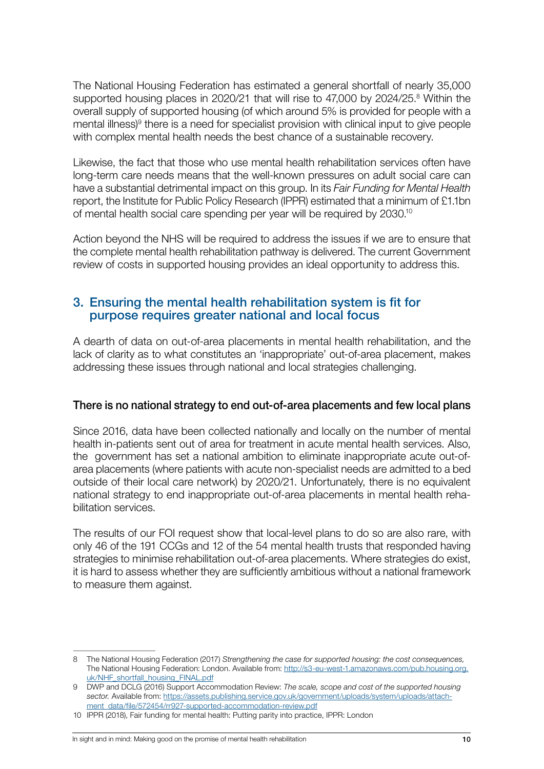The National Housing Federation has estimated a general shortfall of nearly 35,000 supported housing places in 2020/21 that will rise to 47,000 by 2024/25.[8] Within the overall supply of supported housing (of which around 5% is provided for people with a mental illness)[9] there is a need for specialist provision with clinical input to give people with complex mental health needs the best chance of a sustainable recovery.

Likewise, the fact that those who use mental health rehabilitation services often have long-term care needs means that the well-known pressures on adult social care can have a substantial detrimental impact on this group. In its *Fair Funding for Mental Health* report, the Institute for Public Policy Research (IPPR) estimated that a minimum of £1.1bn of mental health social care spending per year will be required by 2030.[10]

Action beyond the NHS will be required to address the issues if we are to ensure that the complete mental health rehabilitation pathway is delivered. The current Government review of costs in supported housing provides an ideal opportunity to address this.

## 3. Ensuring the mental health rehabilitation system is fit for purpose requires greater national and local focus

A dearth of data on out-of-area placements in mental health rehabilitation, and the lack of clarity as to what constitutes an 'inappropriate' out-of-area placement, makes addressing these issues through national and local strategies challenging.

### There is no national strategy to end out-of-area placements and few local plans

Since 2016, data have been collected nationally and locally on the number of mental health in-patients sent out of area for treatment in acute mental health services. Also, the government has set a national ambition to eliminate inappropriate acute out-of-area placements (where patients with acute non-specialist needs are admitted to a bed outside of their local care network) by 2020/21. Unfortunately, there is no equivalent national strategy to end inappropriate out-of-area placements in mental health rehabilitation services.

The results of our FOI request show that local-level plans to do so are also rare, with only 46 of the 191 CCGs and 12 of the 54 mental health trusts that responded having strategies to minimise rehabilitation out-of-area placements. Where strategies do exist, it is hard to assess whether they are sufficiently ambitious without a national framework to measure them against.

---

8 The National Housing Federation (2017) *Strengthening the case for supported housing: the cost consequences,* The National Housing Federation: London. Available from: http://s3-eu-west-1.amazonaws.com/pub.housing.org.uk/NHF_shortfall_housing_FINAL.pdf

9 DWP and DCLG (2016) Support Accommodation Review: *The scale, scope and cost of the supported housing sector.* Available from: https://assets.publishing.service.gov.uk/government/uploads/system/uploads/attachment_data/file/572454/rr927-supported-accommodation-review.pdf

10 IPPR (2018), Fair funding for mental health: Putting parity into practice, IPPR: London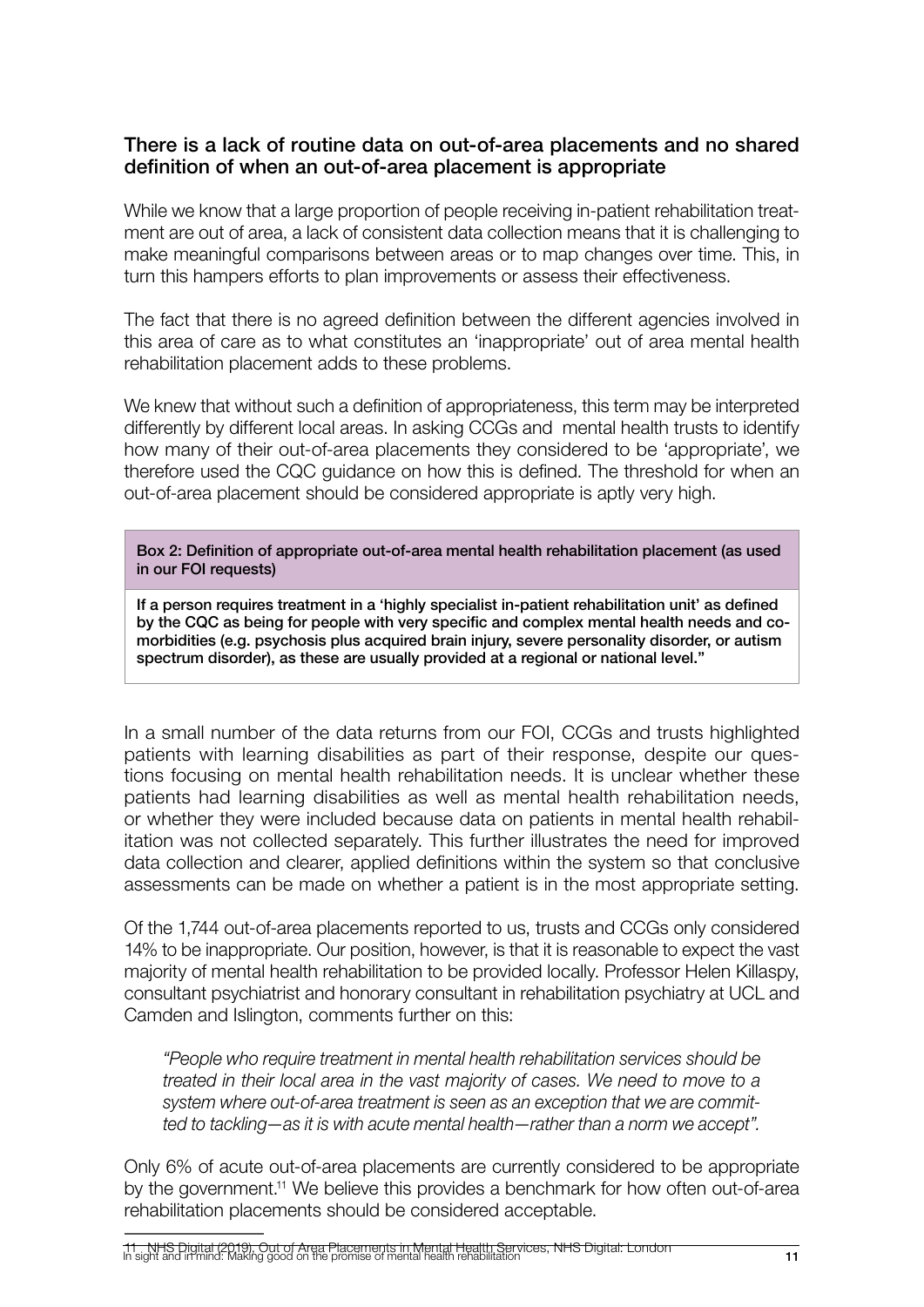### There is a lack of routine data on out-of-area placements and no shared definition of when an out-of-area placement is appropriate

While we know that a large proportion of people receiving in-patient rehabilitation treatment are out of area, a lack of consistent data collection means that it is challenging to make meaningful comparisons between areas or to map changes over time. This, in turn this hampers efforts to plan improvements or assess their effectiveness.

The fact that there is no agreed definition between the different agencies involved in this area of care as to what constitutes an 'inappropriate' out of area mental health rehabilitation placement adds to these problems.

We knew that without such a definition of appropriateness, this term may be interpreted differently by different local areas. In asking CCGs and mental health trusts to identify how many of their out-of-area placements they considered to be 'appropriate', we therefore used the CQC guidance on how this is defined. The threshold for when an out-of-area placement should be considered appropriate is aptly very high.

> **Box 2: Definition of appropriate out-of-area mental health rehabilitation placement (as used in our FOI requests)**
>
> **If a person requires treatment in a 'highly specialist in-patient rehabilitation unit' as defined by the CQC as being for people with very specific and complex mental health needs and co-morbidities (e.g. psychosis plus acquired brain injury, severe personality disorder, or autism spectrum disorder), as these are usually provided at a regional or national level."**

In a small number of the data returns from our FOI, CCGs and trusts highlighted patients with learning disabilities as part of their response, despite our questions focusing on mental health rehabilitation needs. It is unclear whether these patients had learning disabilities as well as mental health rehabilitation needs, or whether they were included because data on patients in mental health rehabilitation was not collected separately. This further illustrates the need for improved data collection and clearer, applied definitions within the system so that conclusive assessments can be made on whether a patient is in the most appropriate setting.

Of the 1,744 out-of-area placements reported to us, trusts and CCGs only considered 14% to be inappropriate. Our position, however, is that it is reasonable to expect the vast majority of mental health rehabilitation to be provided locally. Professor Helen Killaspy, consultant psychiatrist and honorary consultant in rehabilitation psychiatry at UCL and Camden and Islington, comments further on this:

> *"People who require treatment in mental health rehabilitation services should be treated in their local area in the vast majority of cases. We need to move to a system where out-of-area treatment is seen as an exception that we are committed to tackling—as it is with acute mental health—rather than a norm we accept".*

Only 6% of acute out-of-area placements are currently considered to be appropriate by the government.[11] We believe this provides a benchmark for how often out-of-area rehabilitation placements should be considered acceptable.

---

11 NHS Digital (2019), Out of Area Placements in Mental Health Services, NHS Digital: London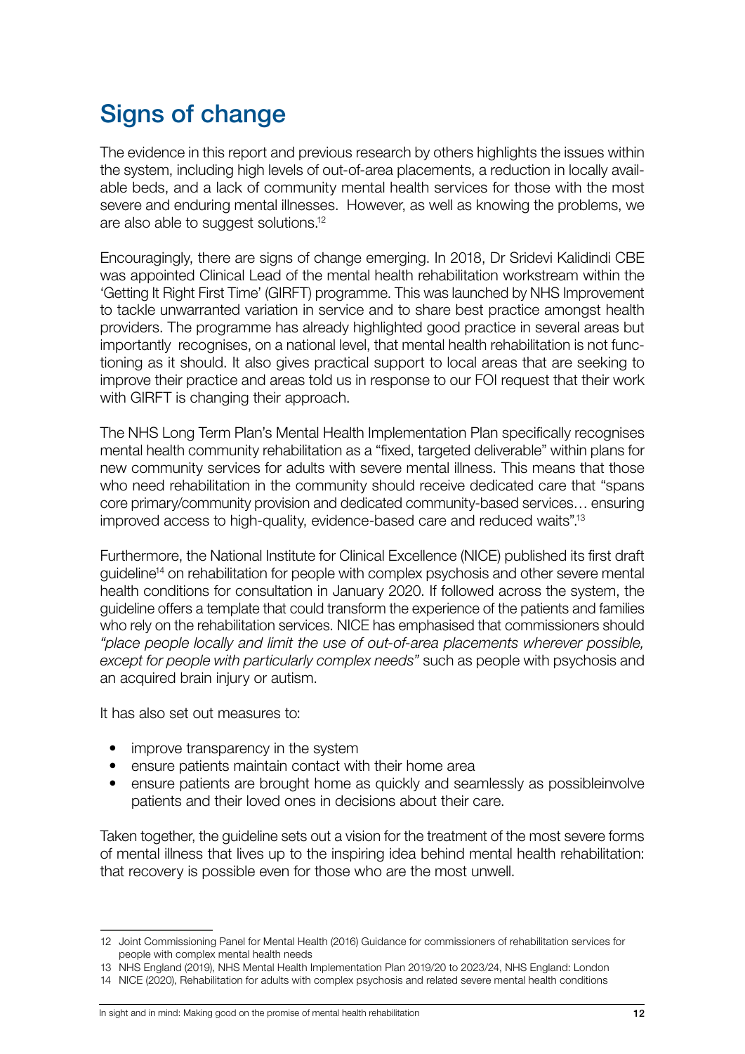# Signs of change

The evidence in this report and previous research by others highlights the issues within the system, including high levels of out-of-area placements, a reduction in locally available beds, and a lack of community mental health services for those with the most severe and enduring mental illnesses. However, as well as knowing the problems, we are also able to suggest solutions.[12]

Encouragingly, there are signs of change emerging. In 2018, Dr Sridevi Kalidindi CBE was appointed Clinical Lead of the mental health rehabilitation workstream within the 'Getting It Right First Time' (GIRFT) programme. This was launched by NHS Improvement to tackle unwarranted variation in service and to share best practice amongst health providers. The programme has already highlighted good practice in several areas but importantly recognises, on a national level, that mental health rehabilitation is not functioning as it should. It also gives practical support to local areas that are seeking to improve their practice and areas told us in response to our FOI request that their work with GIRFT is changing their approach.

The NHS Long Term Plan's Mental Health Implementation Plan specifically recognises mental health community rehabilitation as a "fixed, targeted deliverable" within plans for new community services for adults with severe mental illness. This means that those who need rehabilitation in the community should receive dedicated care that "spans core primary/community provision and dedicated community-based services… ensuring improved access to high-quality, evidence-based care and reduced waits".[13]

Furthermore, the National Institute for Clinical Excellence (NICE) published its first draft guideline[14] on rehabilitation for people with complex psychosis and other severe mental health conditions for consultation in January 2020. If followed across the system, the guideline offers a template that could transform the experience of the patients and families who rely on the rehabilitation services. NICE has emphasised that commissioners should *"place people locally and limit the use of out-of-area placements wherever possible, except for people with particularly complex needs"* such as people with psychosis and an acquired brain injury or autism.

It has also set out measures to:

- improve transparency in the system
- ensure patients maintain contact with their home area
- ensure patients are brought home as quickly and seamlessly as possibleinvolve patients and their loved ones in decisions about their care.

Taken together, the guideline sets out a vision for the treatment of the most severe forms of mental illness that lives up to the inspiring idea behind mental health rehabilitation: that recovery is possible even for those who are the most unwell.

---

12 Joint Commissioning Panel for Mental Health (2016) Guidance for commissioners of rehabilitation services for people with complex mental health needs

13 NHS England (2019), NHS Mental Health Implementation Plan 2019/20 to 2023/24, NHS England: London

14 NICE (2020), Rehabilitation for adults with complex psychosis and related severe mental health conditions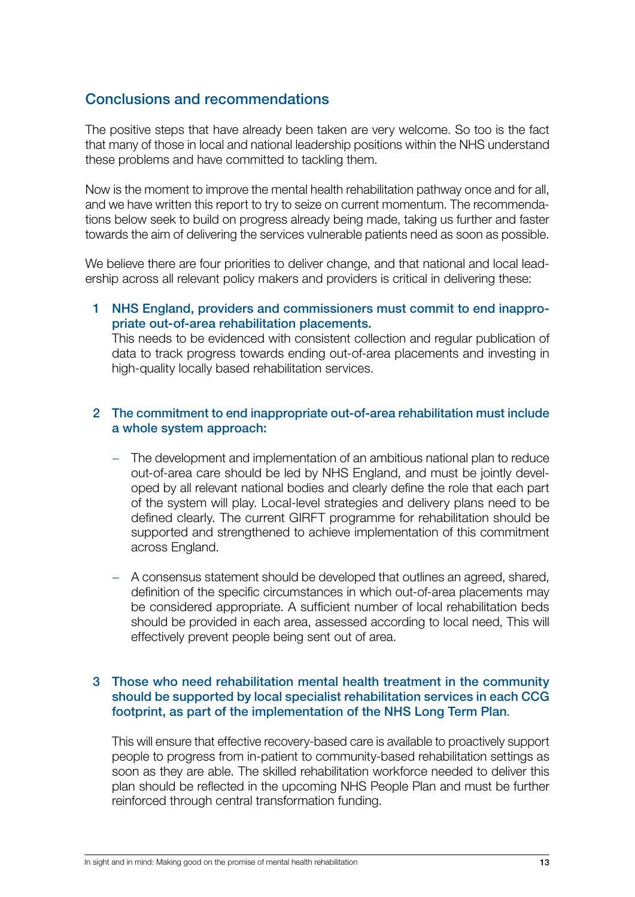## Conclusions and recommendations

The positive steps that have already been taken are very welcome. So too is the fact that many of those in local and national leadership positions within the NHS understand these problems and have committed to tackling them.

Now is the moment to improve the mental health rehabilitation pathway once and for all, and we have written this report to try to seize on current momentum. The recommendations below seek to build on progress already being made, taking us further and faster towards the aim of delivering the services vulnerable patients need as soon as possible.

We believe there are four priorities to deliver change, and that national and local leadership across all relevant policy makers and providers is critical in delivering these:

1. **NHS England, providers and commissioners must commit to end inappropriate out-of-area rehabilitation placements.**
   This needs to be evidenced with consistent collection and regular publication of data to track progress towards ending out-of-area placements and investing in high-quality locally based rehabilitation services.

2. **The commitment to end inappropriate out-of-area rehabilitation must include a whole system approach:**

   - The development and implementation of an ambitious national plan to reduce out-of-area care should be led by NHS England, and must be jointly developed by all relevant national bodies and clearly define the role that each part of the system will play. Local-level strategies and delivery plans need to be defined clearly. The current GIRFT programme for rehabilitation should be supported and strengthened to achieve implementation of this commitment across England.

   - A consensus statement should be developed that outlines an agreed, shared, definition of the specific circumstances in which out-of-area placements may be considered appropriate. A sufficient number of local rehabilitation beds should be provided in each area, assessed according to local need, This will effectively prevent people being sent out of area.

3. **Those who need rehabilitation mental health treatment in the community should be supported by local specialist rehabilitation services in each CCG footprint, as part of the implementation of the NHS Long Term Plan**.

   This will ensure that effective recovery-based care is available to proactively support people to progress from in-patient to community-based rehabilitation settings as soon as they are able. The skilled rehabilitation workforce needed to deliver this plan should be reflected in the upcoming NHS People Plan and must be further reinforced through central transformation funding.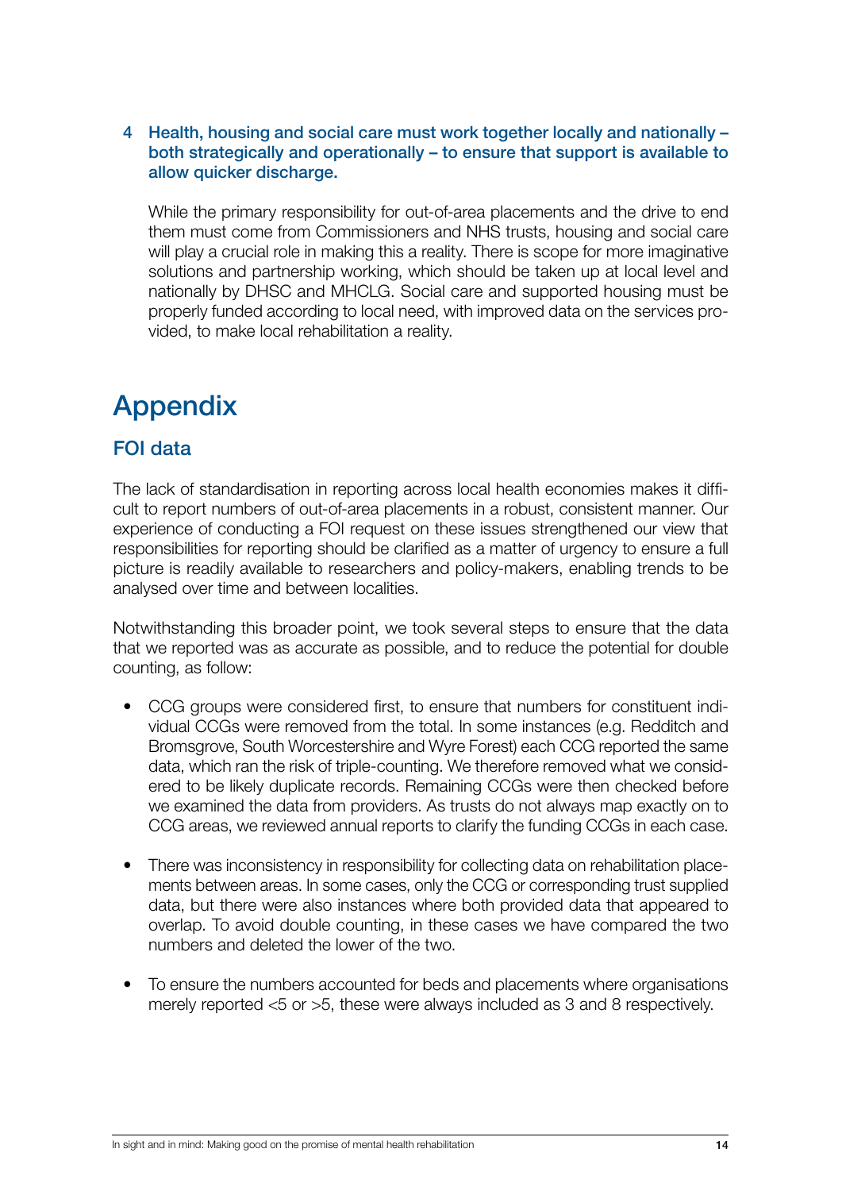4. **Health, housing and social care must work together locally and nationally – both strategically and operationally – to ensure that support is available to allow quicker discharge.**

   While the primary responsibility for out-of-area placements and the drive to end them must come from Commissioners and NHS trusts, housing and social care will play a crucial role in making this a reality. There is scope for more imaginative solutions and partnership working, which should be taken up at local level and nationally by DHSC and MHCLG. Social care and supported housing must be properly funded according to local need, with improved data on the services provided, to make local rehabilitation a reality.

# Appendix

## FOI data

The lack of standardisation in reporting across local health economies makes it difficult to report numbers of out-of-area placements in a robust, consistent manner. Our experience of conducting a FOI request on these issues strengthened our view that responsibilities for reporting should be clarified as a matter of urgency to ensure a full picture is readily available to researchers and policy-makers, enabling trends to be analysed over time and between localities.

Notwithstanding this broader point, we took several steps to ensure that the data that we reported was as accurate as possible, and to reduce the potential for double counting, as follow:

- CCG groups were considered first, to ensure that numbers for constituent individual CCGs were removed from the total. In some instances (e.g. Redditch and Bromsgrove, South Worcestershire and Wyre Forest) each CCG reported the same data, which ran the risk of triple-counting. We therefore removed what we considered to be likely duplicate records. Remaining CCGs were then checked before we examined the data from providers. As trusts do not always map exactly on to CCG areas, we reviewed annual reports to clarify the funding CCGs in each case.

- There was inconsistency in responsibility for collecting data on rehabilitation placements between areas. In some cases, only the CCG or corresponding trust supplied data, but there were also instances where both provided data that appeared to overlap. To avoid double counting, in these cases we have compared the two numbers and deleted the lower of the two.

- To ensure the numbers accounted for beds and placements where organisations merely reported <5 or >5, these were always included as 3 and 8 respectively.